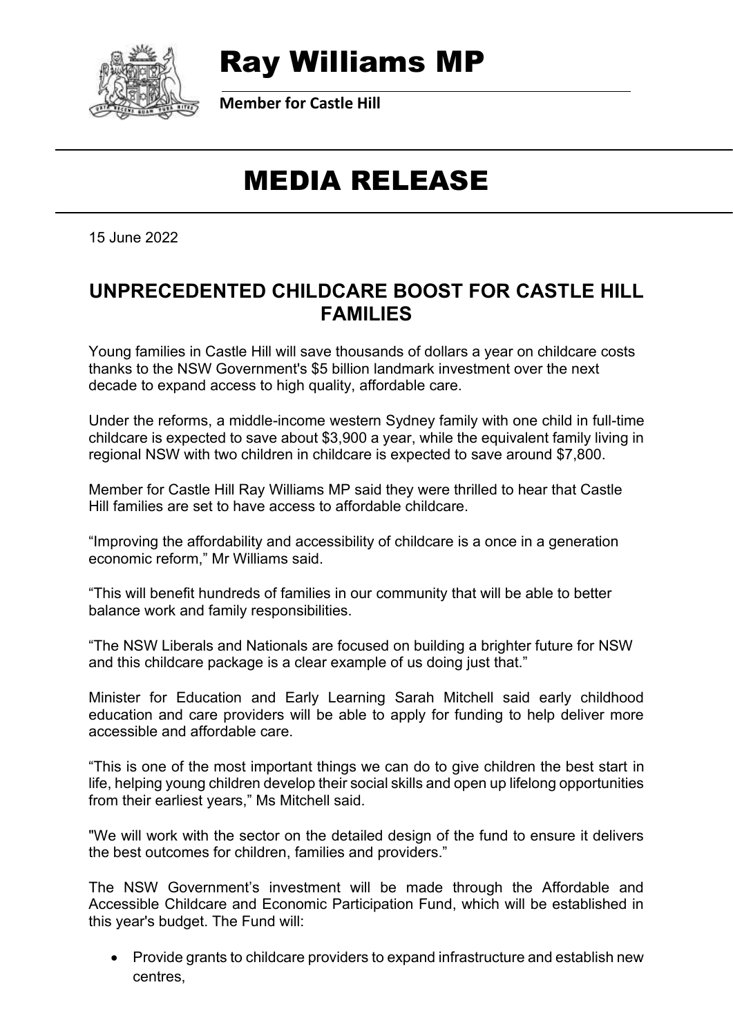# Ray Williams MP

**Member for Castle Hill**

# MEDIA RELEASE

15 June 2022

## UNPRECEDENTED CHILDCARE BOOST FOR CASTLE HILL FAMILIES

Young families in Castle Hill will save thousands of dollars a year on childcare costs thanks to the NSW Government's $5 billion landmark investment over the next decade to expand access to high quality, affordable care.

Under the reforms, a middle-income western Sydney family with one child in full-time childcare is expected to save about $3,900 a year, while the equivalent family living in regional NSW with two children in childcare is expected to save around $7,800.

Member for Castle Hill Ray Williams MP said they were thrilled to hear that Castle Hill families are set to have access to affordable childcare.

"Improving the affordability and accessibility of childcare is a once in a generation economic reform," Mr Williams said.

"This will benefit hundreds of families in our community that will be able to better balance work and family responsibilities.

"The NSW Liberals and Nationals are focused on building a brighter future for NSW and this childcare package is a clear example of us doing just that."

Minister for Education and Early Learning Sarah Mitchell said early childhood education and care providers will be able to apply for funding to help deliver more accessible and affordable care.

"This is one of the most important things we can do to give children the best start in life, helping young children develop their social skills and open up lifelong opportunities from their earliest years," Ms Mitchell said.

"We will work with the sector on the detailed design of the fund to ensure it delivers the best outcomes for children, families and providers."

The NSW Government's investment will be made through the Affordable and Accessible Childcare and Economic Participation Fund, which will be established in this year's budget. The Fund will:

- Provide grants to childcare providers to expand infrastructure and establish new centres,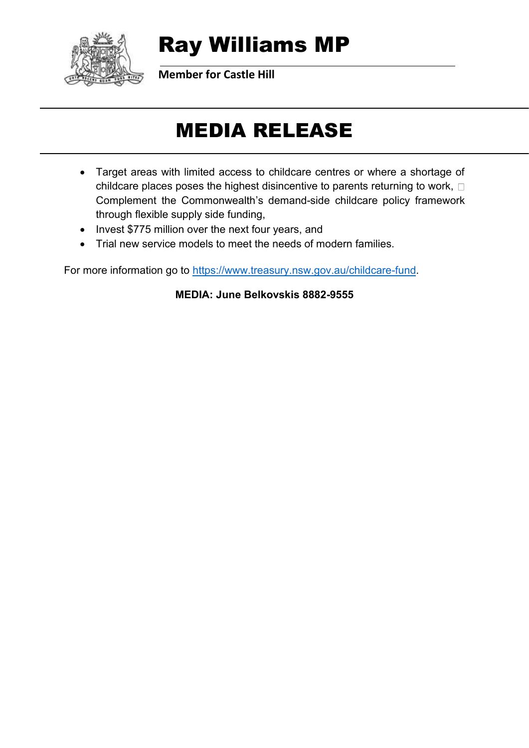# Ray Williams MP

**Member for Castle Hill**

# MEDIA RELEASE

- Target areas with limited access to childcare centres or where a shortage of childcare places poses the highest disincentive to parents returning to work,  Complement the Commonwealth's demand-side childcare policy framework through flexible supply side funding,
- Invest $775 million over the next four years, and
- Trial new service models to meet the needs of modern families.

For more information go to https://www.treasury.nsw.gov.au/childcare-fund.

**MEDIA: June Belkovskis 8882-9555**